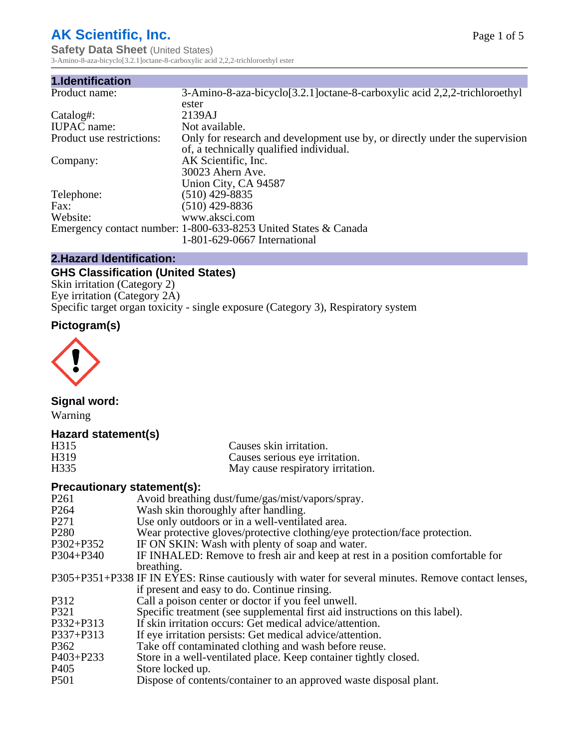# AK Scientific, Inc.

**Safety Data Sheet** (United States)

3-Amino-8-aza-bicyclo[3.2.1]octane-8-carboxylic acid 2,2,2-trichloroethyl ester

## 1.Identification

| | |
|---|---|
| Product name: | 3-Amino-8-aza-bicyclo[3.2.1]octane-8-carboxylic acid 2,2,2-trichloroethyl ester |
| Catalog#: | 2139AJ |
| IUPAC name: | Not available. |
| Product use restrictions: | Only for research and development use by, or directly under the supervision of, a technically qualified individual. |
| Company: | AK Scientific, Inc.<br>30023 Ahern Ave.<br>Union City, CA 94587 |
| Telephone: | (510) 429-8835 |
| Fax: | (510) 429-8836 |
| Website: | www.aksci.com |
| Emergency contact number: | 1-800-633-8253 United States & Canada<br>1-801-629-0667 International |

## 2.Hazard Identification:

### GHS Classification (United States)

Skin irritation (Category 2)
Eye irritation (Category 2A)
Specific target organ toxicity - single exposure (Category 3), Respiratory system

### Pictogram(s)

### Signal word:

Warning

### Hazard statement(s)

| | |
|---|---|
| H315 | Causes skin irritation. |
| H319 | Causes serious eye irritation. |
| H335 | May cause respiratory irritation. |

### Precautionary statement(s):

| | |
|---|---|
| P261 | Avoid breathing dust/fume/gas/mist/vapors/spray. |
| P264 | Wash skin thoroughly after handling. |
| P271 | Use only outdoors or in a well-ventilated area. |
| P280 | Wear protective gloves/protective clothing/eye protection/face protection. |
| P302+P352 | IF ON SKIN: Wash with plenty of soap and water. |
| P304+P340 | IF INHALED: Remove to fresh air and keep at rest in a position comfortable for breathing. |
| P305+P351+P338 | IF IN EYES: Rinse cautiously with water for several minutes. Remove contact lenses, if present and easy to do. Continue rinsing. |
| P312 | Call a poison center or doctor if you feel unwell. |
| P321 | Specific treatment (see supplemental first aid instructions on this label). |
| P332+P313 | If skin irritation occurs: Get medical advice/attention. |
| P337+P313 | If eye irritation persists: Get medical advice/attention. |
| P362 | Take off contaminated clothing and wash before reuse. |
| P403+P233 | Store in a well-ventilated place. Keep container tightly closed. |
| P405 | Store locked up. |
| P501 | Dispose of contents/container to an approved waste disposal plant. |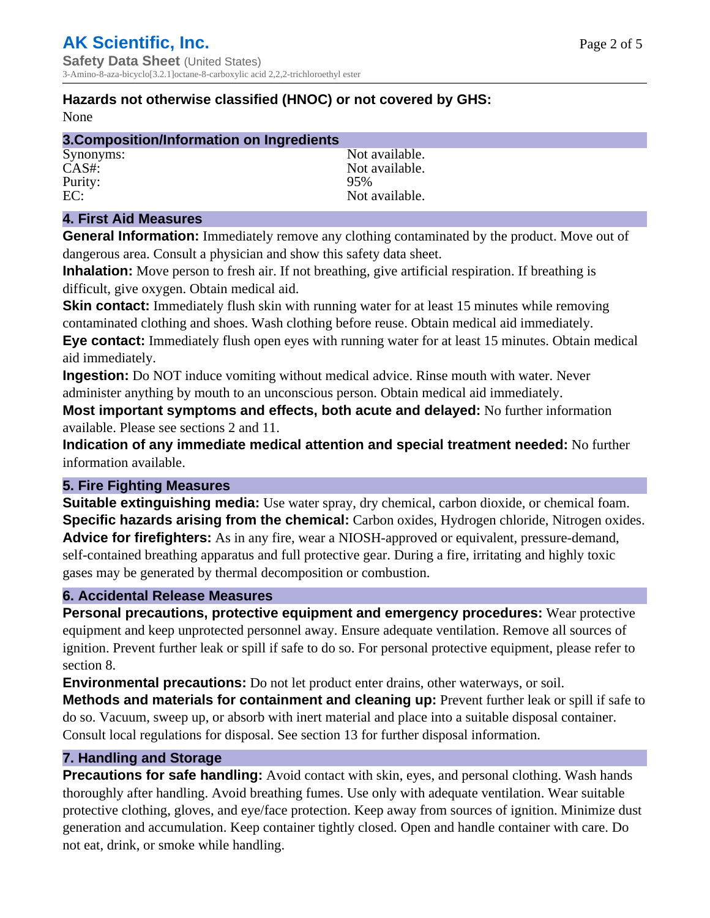**Hazards not otherwise classified (HNOC) or not covered by GHS:**
None

## 3.Composition/Information on Ingredients

| | |
|---|---|
| Synonyms: | Not available. |
| CAS#: | Not available. |
| Purity: | 95% |
| EC: | Not available. |

## 4. First Aid Measures

**General Information:** Immediately remove any clothing contaminated by the product. Move out of dangerous area. Consult a physician and show this safety data sheet.
**Inhalation:** Move person to fresh air. If not breathing, give artificial respiration. If breathing is difficult, give oxygen. Obtain medical aid.
**Skin contact:** Immediately flush skin with running water for at least 15 minutes while removing contaminated clothing and shoes. Wash clothing before reuse. Obtain medical aid immediately.
**Eye contact:** Immediately flush open eyes with running water for at least 15 minutes. Obtain medical aid immediately.
**Ingestion:** Do NOT induce vomiting without medical advice. Rinse mouth with water. Never administer anything by mouth to an unconscious person. Obtain medical aid immediately.
**Most important symptoms and effects, both acute and delayed:** No further information available. Please see sections 2 and 11.
**Indication of any immediate medical attention and special treatment needed:** No further information available.

## 5. Fire Fighting Measures

**Suitable extinguishing media:** Use water spray, dry chemical, carbon dioxide, or chemical foam.
**Specific hazards arising from the chemical:** Carbon oxides, Hydrogen chloride, Nitrogen oxides.
**Advice for firefighters:** As in any fire, wear a NIOSH-approved or equivalent, pressure-demand, self-contained breathing apparatus and full protective gear. During a fire, irritating and highly toxic gases may be generated by thermal decomposition or combustion.

## 6. Accidental Release Measures

**Personal precautions, protective equipment and emergency procedures:** Wear protective equipment and keep unprotected personnel away. Ensure adequate ventilation. Remove all sources of ignition. Prevent further leak or spill if safe to do so. For personal protective equipment, please refer to section 8.
**Environmental precautions:** Do not let product enter drains, other waterways, or soil.
**Methods and materials for containment and cleaning up:** Prevent further leak or spill if safe to do so. Vacuum, sweep up, or absorb with inert material and place into a suitable disposal container. Consult local regulations for disposal. See section 13 for further disposal information.

## 7. Handling and Storage

**Precautions for safe handling:** Avoid contact with skin, eyes, and personal clothing. Wash hands thoroughly after handling. Avoid breathing fumes. Use only with adequate ventilation. Wear suitable protective clothing, gloves, and eye/face protection. Keep away from sources of ignition. Minimize dust generation and accumulation. Keep container tightly closed. Open and handle container with care. Do not eat, drink, or smoke while handling.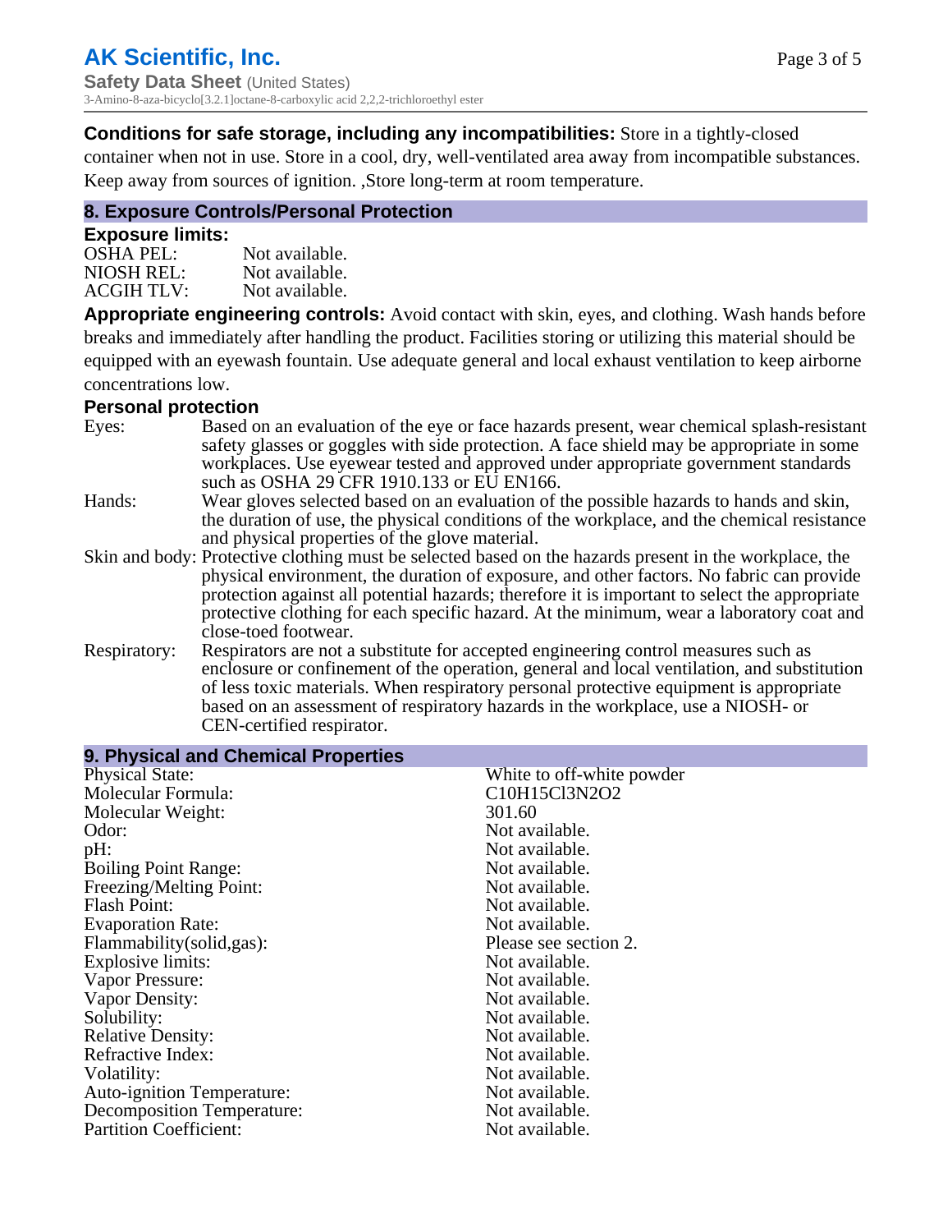**Conditions for safe storage, including any incompatibilities:** Store in a tightly-closed container when not in use. Store in a cool, dry, well-ventilated area away from incompatible substances. Keep away from sources of ignition. ,Store long-term at room temperature.

## 8. Exposure Controls/Personal Protection

### Exposure limits:

| | |
|---|---|
| OSHA PEL: | Not available. |
| NIOSH REL: | Not available. |
| ACGIH TLV: | Not available. |

**Appropriate engineering controls:** Avoid contact with skin, eyes, and clothing. Wash hands before breaks and immediately after handling the product. Facilities storing or utilizing this material should be equipped with an eyewash fountain. Use adequate general and local exhaust ventilation to keep airborne concentrations low.

### Personal protection

| | |
|---|---|
| Eyes: | Based on an evaluation of the eye or face hazards present, wear chemical splash-resistant safety glasses or goggles with side protection. A face shield may be appropriate in some workplaces. Use eyewear tested and approved under appropriate government standards such as OSHA 29 CFR 1910.133 or EU EN166. |
| Hands: | Wear gloves selected based on an evaluation of the possible hazards to hands and skin, the duration of use, the physical conditions of the workplace, and the chemical resistance and physical properties of the glove material. |
| Skin and body: | Protective clothing must be selected based on the hazards present in the workplace, the physical environment, the duration of exposure, and other factors. No fabric can provide protection against all potential hazards; therefore it is important to select the appropriate protective clothing for each specific hazard. At the minimum, wear a laboratory coat and close-toed footwear. |
| Respiratory: | Respirators are not a substitute for accepted engineering control measures such as enclosure or confinement of the operation, general and local ventilation, and substitution of less toxic materials. When respiratory personal protective equipment is appropriate based on an assessment of respiratory hazards in the workplace, use a NIOSH- or CEN-certified respirator. |

## 9. Physical and Chemical Properties

| | |
|---|---|
| Physical State: | White to off-white powder |
| Molecular Formula: | C10H15Cl3N2O2 |
| Molecular Weight: | 301.60 |
| Odor: | Not available. |
| pH: | Not available. |
| Boiling Point Range: | Not available. |
| Freezing/Melting Point: | Not available. |
| Flash Point: | Not available. |
| Evaporation Rate: | Not available. |
| Flammability(solid,gas): | Please see section 2. |
| Explosive limits: | Not available. |
| Vapor Pressure: | Not available. |
| Vapor Density: | Not available. |
| Solubility: | Not available. |
| Relative Density: | Not available. |
| Refractive Index: | Not available. |
| Volatility: | Not available. |
| Auto-ignition Temperature: | Not available. |
| Decomposition Temperature: | Not available. |
| Partition Coefficient: | Not available. |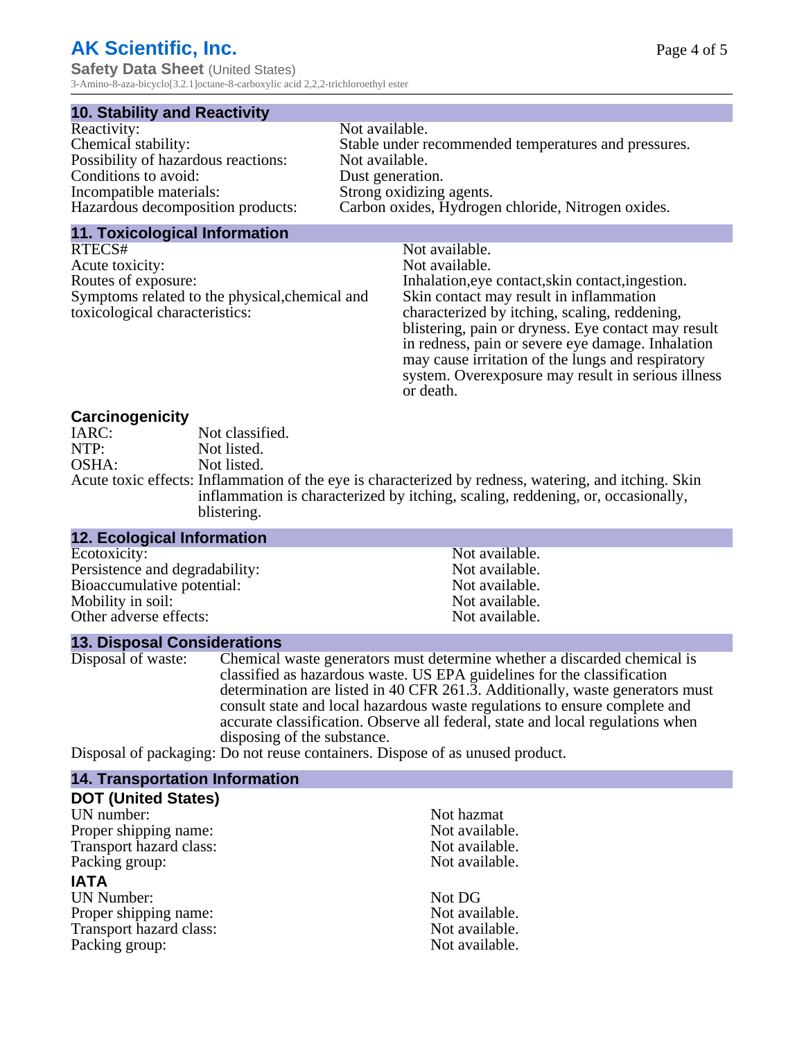## 10. Stability and Reactivity

| | |
|---|---|
| Reactivity: | Not available. |
| Chemical stability: | Stable under recommended temperatures and pressures. |
| Possibility of hazardous reactions: | Not available. |
| Conditions to avoid: | Dust generation. |
| Incompatible materials: | Strong oxidizing agents. |
| Hazardous decomposition products: | Carbon oxides, Hydrogen chloride, Nitrogen oxides. |

## 11. Toxicological Information

| | |
|---|---|
| RTECS# | Not available. |
| Acute toxicity: | Not available. |
| Routes of exposure: | Inhalation,eye contact,skin contact,ingestion. |
| Symptoms related to the physical,chemical and toxicological characteristics: | Skin contact may result in inflammation characterized by itching, scaling, reddening, blistering, pain or dryness. Eye contact may result in redness, pain or severe eye damage. Inhalation may cause irritation of the lungs and respiratory system. Overexposure may result in serious illness or death. |

### Carcinogenicity

| | |
|---|---|
| IARC: | Not classified. |
| NTP: | Not listed. |
| OSHA: | Not listed. |
| Acute toxic effects: | Inflammation of the eye is characterized by redness, watering, and itching. Skin inflammation is characterized by itching, scaling, reddening, or, occasionally, blistering. |

## 12. Ecological Information

| | |
|---|---|
| Ecotoxicity: | Not available. |
| Persistence and degradability: | Not available. |
| Bioaccumulative potential: | Not available. |
| Mobility in soil: | Not available. |
| Other adverse effects: | Not available. |

## 13. Disposal Considerations

Disposal of waste: Chemical waste generators must determine whether a discarded chemical is classified as hazardous waste. US EPA guidelines for the classification determination are listed in 40 CFR 261.3. Additionally, waste generators must consult state and local hazardous waste regulations to ensure complete and accurate classification. Observe all federal, state and local regulations when disposing of the substance.

Disposal of packaging: Do not reuse containers. Dispose of as unused product.

## 14. Transportation Information

### DOT (United States)

| | |
|---|---|
| UN number: | Not hazmat |
| Proper shipping name: | Not available. |
| Transport hazard class: | Not available. |
| Packing group: | Not available. |

### IATA

| | |
|---|---|
| UN Number: | Not DG |
| Proper shipping name: | Not available. |
| Transport hazard class: | Not available. |
| Packing group: | Not available. |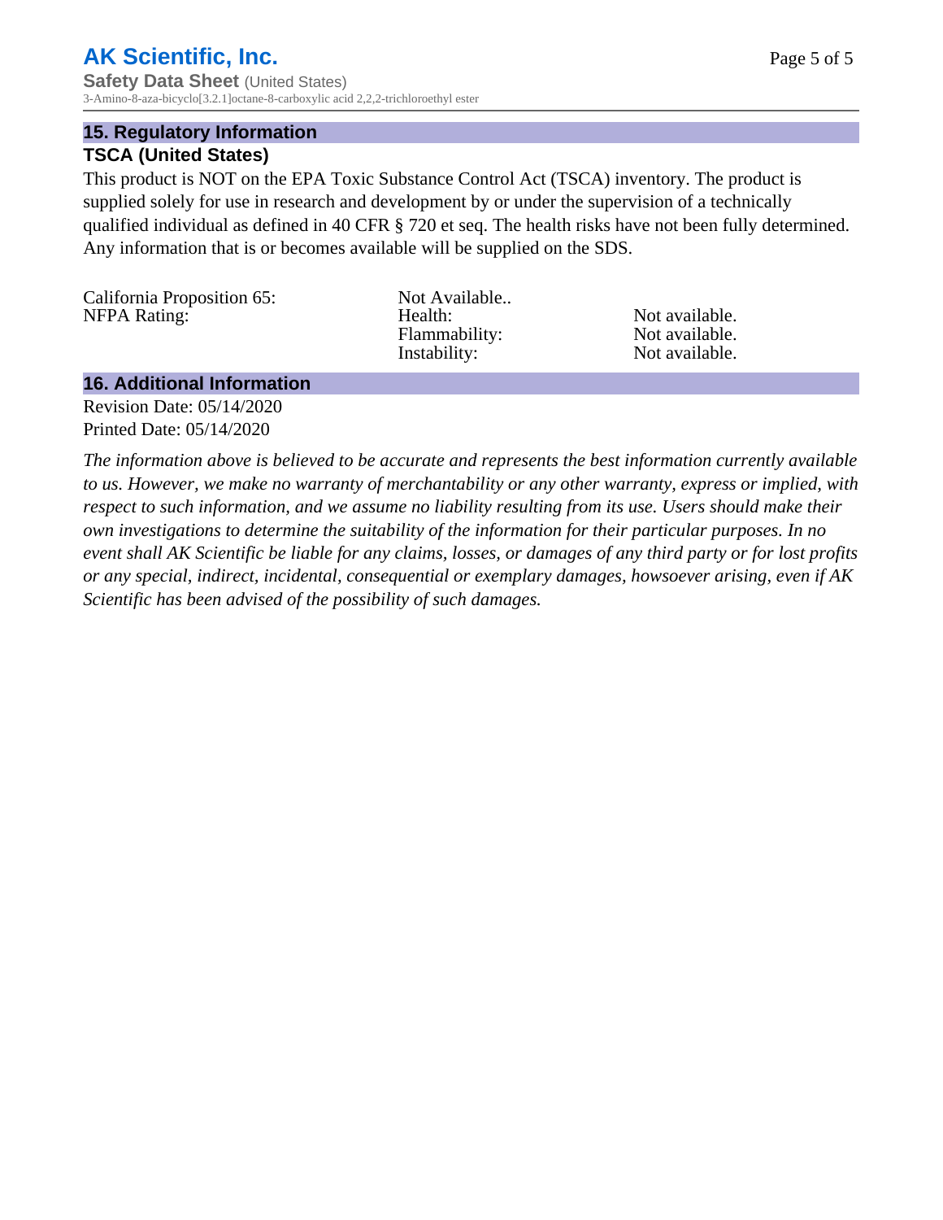## 15. Regulatory Information

### TSCA (United States)

This product is NOT on the EPA Toxic Substance Control Act (TSCA) inventory. The product is supplied solely for use in research and development by or under the supervision of a technically qualified individual as defined in 40 CFR § 720 et seq. The health risks have not been fully determined. Any information that is or becomes available will be supplied on the SDS.

| | | |
|---|---|---|
| California Proposition 65: | Not Available.. | |
| NFPA Rating: | Health: | Not available. |
| | Flammability: | Not available. |
| | Instability: | Not available. |

## 16. Additional Information

Revision Date: 05/14/2020
Printed Date: 05/14/2020

*The information above is believed to be accurate and represents the best information currently available to us. However, we make no warranty of merchantability or any other warranty, express or implied, with respect to such information, and we assume no liability resulting from its use. Users should make their own investigations to determine the suitability of the information for their particular purposes. In no event shall AK Scientific be liable for any claims, losses, or damages of any third party or for lost profits or any special, indirect, incidental, consequential or exemplary damages, howsoever arising, even if AK Scientific has been advised of the possibility of such damages.*